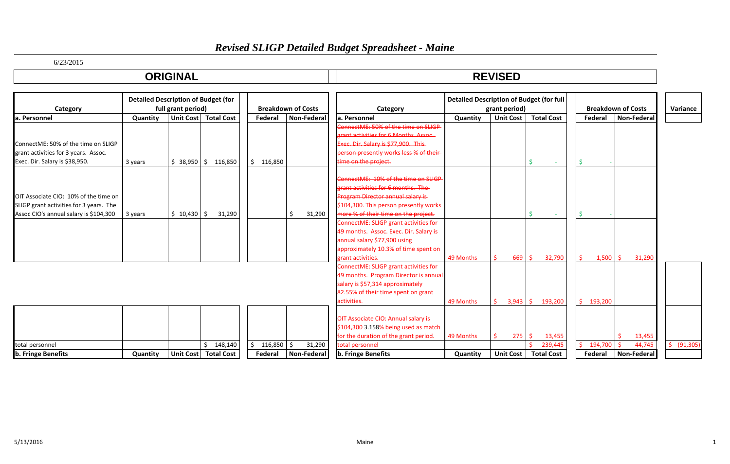# *Revised SLIGP Detailed Budget Spreadsheet - Maine*

6/23/2015

| ORIGINAL | | | | | | REVISED | | | | | | |
|---|---|---|---|---|---|---|---|---|---|---|---|---|
| Category | Detailed Description of Budget (for full grant period) | | | Breakdown of Costs | | Category | Detailed Description of Budget (for full grant period) | | | Breakdown of Costs | | Variance |
| **a. Personnel** | **Quantity** | **Unit Cost** | **Total Cost** | **Federal** | **Non-Federal** | **a. Personnel** | **Quantity** | **Unit Cost** | **Total Cost** | **Federal** | **Non-Federal** | |
| ConnectME: 50% of the time on SLIGP grant activities for 3 years. Assoc. Exec. Dir. Salary is $38,950. | 3 years | $ 38,950 | $ 116,850 | $ 116,850 | | ~~ConnectME: 50% of the time on SLIGP grant activities for 6 Months. Assoc. Exec. Dir. Salary is $77,900. This person presently works less % of their time on the project.~~ | | | $ - | $ - | | |
| OIT Associate CIO: 10% of the time on SLIGP grant activities for 3 years. The Assoc CIO's annual salary is $104,300 | 3 years | $ 10,430 | $ 31,290 | | $ 31,290 | ~~ConnectME: 10% of the time on SLIGP grant activities for 6 months. The Program Director annual salary is $104,300. This person presently works more % of their time on the project.~~ | | | $ - | $ - | | |
| | | | | | | ConnectME: SLIGP grant activities for 49 months. Assoc. Exec. Dir. Salary is annual salary $77,900 using approximately 10.3% of time spent on grant activities. | 49 Months | $ 669 | $ 32,790 | $ 1,500 | $ 31,290 | |
| | | | | | | ConnectME: SLIGP grant activities for 49 months. Program Director is annual salary is $57,314 approximately 82.55% of their time spent on grant activities. | 49 Months | $ 3,943 | $ 193,200 | $ 193,200 | | |
| | | | | | | OIT Associate CIO: Annual salary is $104,300 3.158% being used as match for the duration of the grant period. | 49 Months | $ 275 | $ 13,455 | | $ 13,455 | |
| total personnel | | | $ 148,140 | $ 116,850 | $ 31,290 | total personnel | | | $ 239,445 | $ 194,700 | $ 44,745 | $ (91,305) |
| **b. Fringe Benefits** | **Quantity** | **Unit Cost** | **Total Cost** | **Federal** | **Non-Federal** | **b. Fringe Benefits** | **Quantity** | **Unit Cost** | **Total Cost** | **Federal** | **Non-Federal** | |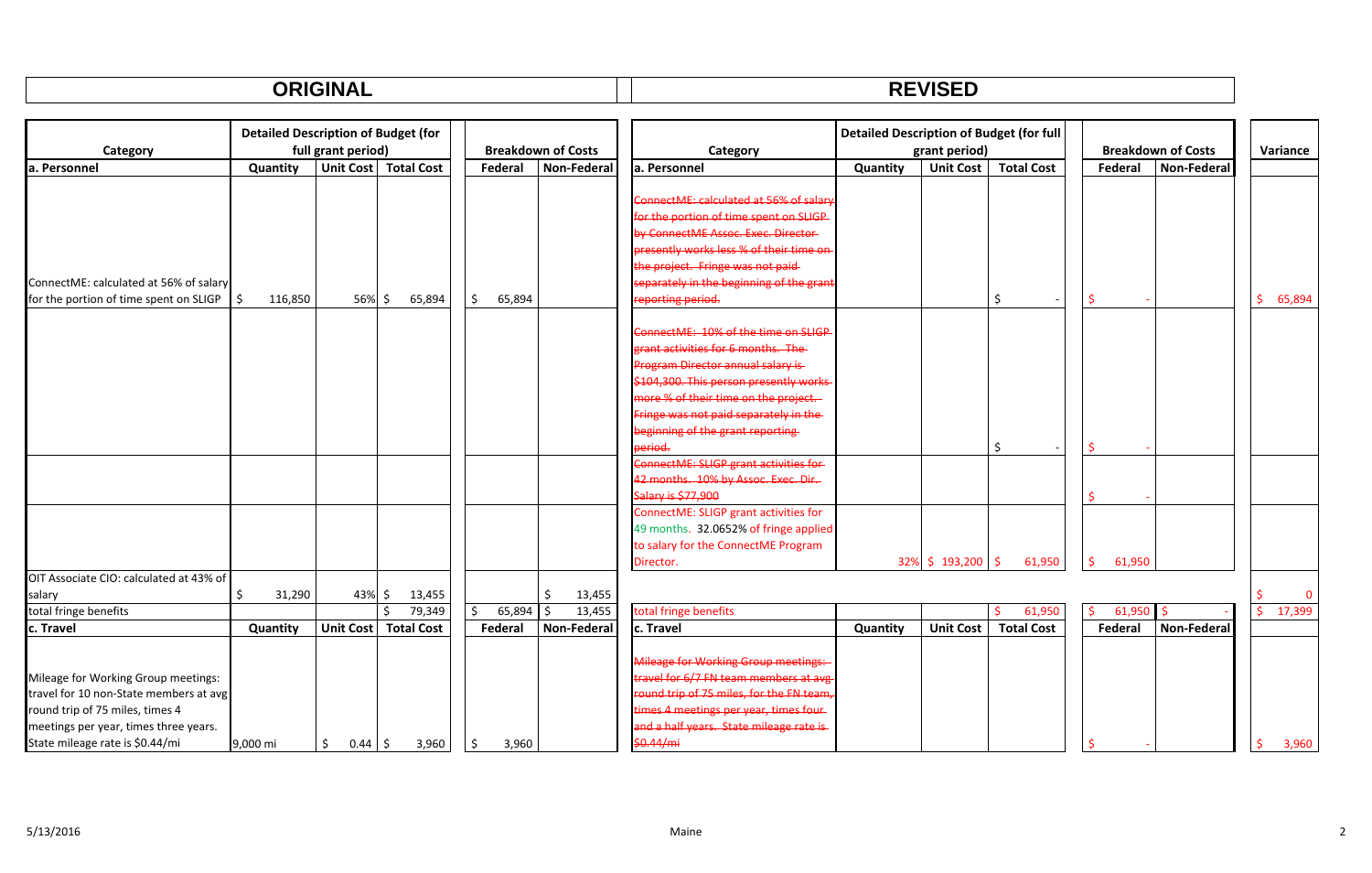| ORIGINAL | | | | | | REVISED | | | | | | |
|---|---|---|---|---|---|---|---|---|---|---|---|---|
| **Category** | **Detailed Description of Budget (for full grant period)** | | | **Breakdown of Costs** | | **Category** | **Detailed Description of Budget (for full grant period)** | | | **Breakdown of Costs** | | **Variance** |
| **a. Personnel** | **Quantity** | **Unit Cost** | **Total Cost** | **Federal** | **Non-Federal** | **a. Personnel** | **Quantity** | **Unit Cost** | **Total Cost** | **Federal** | **Non-Federal** | |
| ConnectME: calculated at 56% of salary for the portion of time spent on SLIGP | $ 116,850 | 56% | $ 65,894 | $ 65,894 | | ~~ConnectME: calculated at 56% of salary for the portion of time spent on SLIGP by ConnectME Assoc. Exec. Director presently works less % of their time on the project. Fringe was not paid separately in the beginning of the grant reporting period.~~ | | | $ - | $ - | | $ 65,894 |
| | | | | | | ~~ConnectME: 10% of the time on SLIGP grant activities for 6 months. The Program Director annual salary is $104,300. This person presently works more % of their time on the project. Fringe was not paid separately in the beginning of the grant reporting period.~~ | | | $ - | $ - | | |
| | | | | | | ~~ConnectME: SLIGP grant activities for 42 months. 10% by Assoc. Exec. Dir. Salary is $77,900~~ | | | | $ - | | |
| | | | | | | ConnectME: SLIGP grant activities for 49 months. 32.0652% of fringe applied to salary for the ConnectME Program Director. | | 32% | $ 193,200 | $ 61,950 | $ 61,950 | | |
| OIT Associate CIO: calculated at 43% of salary | $ 31,290 | 43% | $ 13,455 | | $ 13,455 | | | | | | | $ 0 |
| total fringe benefits | | | $ 79,349 | $ 65,894 | $ 13,455 | total fringe benefits | | | $ 61,950 | $ 61,950 | $ - | $ 17,399 |
| **c. Travel** | **Quantity** | **Unit Cost** | **Total Cost** | **Federal** | **Non-Federal** | **c. Travel** | **Quantity** | **Unit Cost** | **Total Cost** | **Federal** | **Non-Federal** | |
| Mileage for Working Group meetings: travel for 10 non-State members at avg round trip of 75 miles, times 4 meetings per year, times three years. State mileage rate is $0.44/mi | 9,000 mi | $ 0.44 | $ 3,960 | $ 3,960 | | ~~Mileage for Working Group meetings: travel for 6/7 FN team members at avg round trip of 75 miles, for the FN team, times 4 meetings per year, times four and a half years. State mileage rate is $0.44/mi~~ | | | | $ - | | $ 3,960 |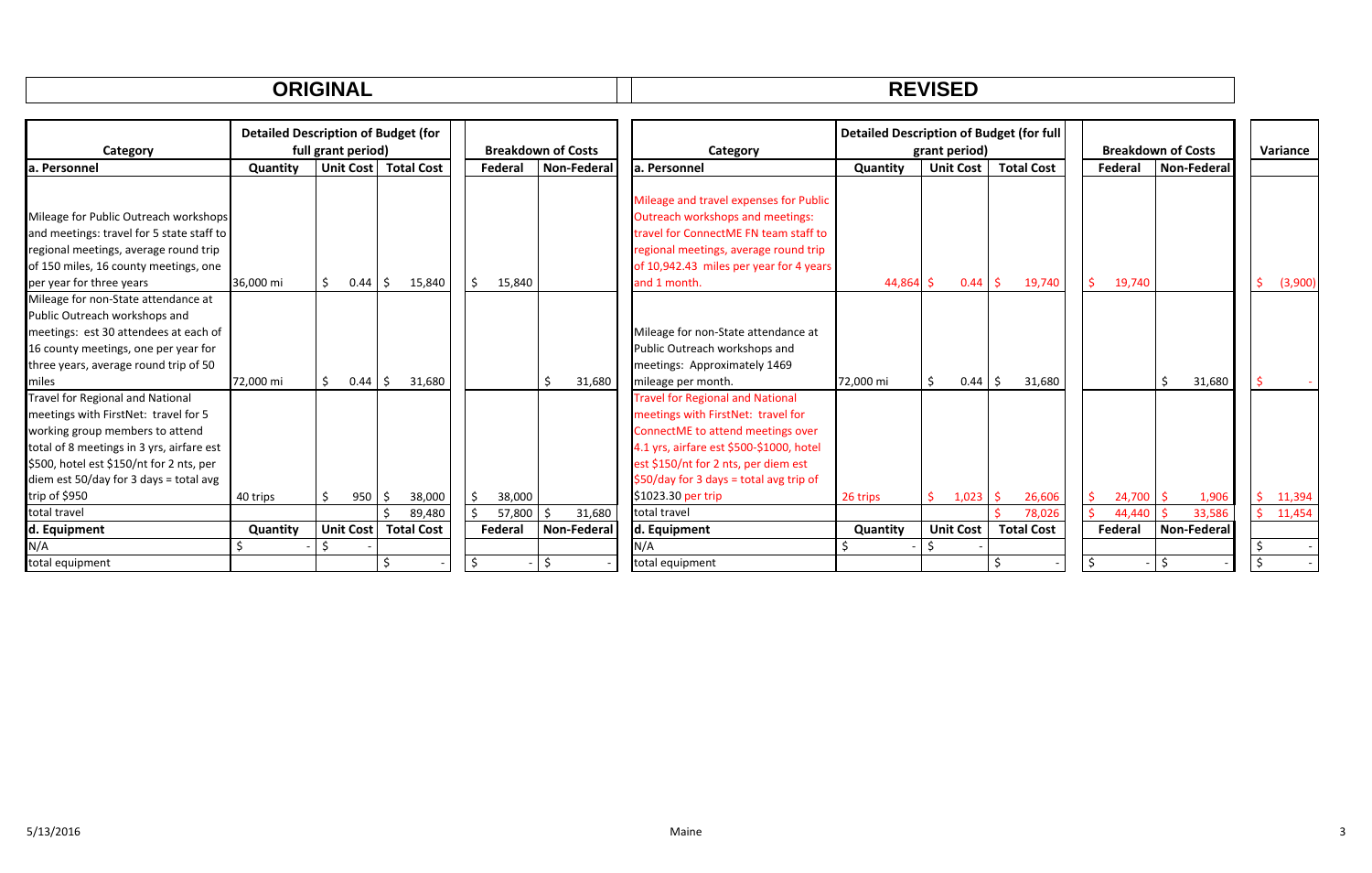| ORIGINAL | | | | | | REVISED | | | | | | |
|---|---|---|---|---|---|---|---|---|---|---|---|---|
| **Category** | **Detailed Description of Budget (for full grant period)** | | | **Breakdown of Costs** | | **Category** | **Detailed Description of Budget (for full grant period)** | | | **Breakdown of Costs** | | **Variance** |
| **a. Personnel** | **Quantity** | **Unit Cost** | **Total Cost** | **Federal** | **Non-Federal** | **a. Personnel** | **Quantity** | **Unit Cost** | **Total Cost** | **Federal** | **Non-Federal** | |
| Mileage for Public Outreach workshops and meetings: travel for 5 state staff to regional meetings, average round trip of 150 miles, 16 county meetings, one per year for three years | 36,000 mi | $ 0.44 | $ 15,840 | $ 15,840 | | Mileage and travel expenses for Public Outreach workshops and meetings: travel for ConnectME FN team staff to regional meetings, average round trip of 10,942.43 miles per year for 4 years and 1 month. | 44,864 | $ 0.44 | $ 19,740 | $ 19,740 | | $ (3,900) |
| Mileage for non-State attendance at Public Outreach workshops and meetings: est 30 attendees at each of 16 county meetings, one per year for three years, average round trip of 50 miles | 72,000 mi | $ 0.44 | $ 31,680 | | $ 31,680 | Mileage for non-State attendance at Public Outreach workshops and meetings: Approximately 1469 mileage per month. | 72,000 mi | $ 0.44 | $ 31,680 | | $ 31,680 | $ - |
| Travel for Regional and National meetings with FirstNet: travel for 5 working group members to attend total of 8 meetings in 3 yrs, airfare est $500, hotel est $150/nt for 2 nts, per diem est 50/day for 3 days = total avg trip of $950 | 40 trips | $ 950 | $ 38,000 | $ 38,000 | | Travel for Regional and National meetings with FirstNet: travel for ConnectME FN team staff to attend meetings over 4.1 yrs, airfare est $500-$1000, hotel est $150/nt for 2 nts, per diem est $50/day for 3 days = total avg trip of $1023.30 per trip | 26 trips | $ 1,023 | $ 26,606 | $ 24,700 | $ 1,906 | $ 11,394 |
| total travel | | | $ 89,480 | $ 57,800 | $ 31,680 | total travel | | | $ 78,026 | $ 44,440 | $ 33,586 | $ 11,454 |
| **d. Equipment** | **Quantity** | **Unit Cost** | **Total Cost** | **Federal** | **Non-Federal** | **d. Equipment** | **Quantity** | **Unit Cost** | **Total Cost** | **Federal** | **Non-Federal** | |
| N/A | $ - | $ - | | | | N/A | $ - | $ - | | | | $ - |
| total equipment | | | $ - | $ - | $ - | total equipment | | | $ - | $ - | $ - | $ - |

5/13/2016 Maine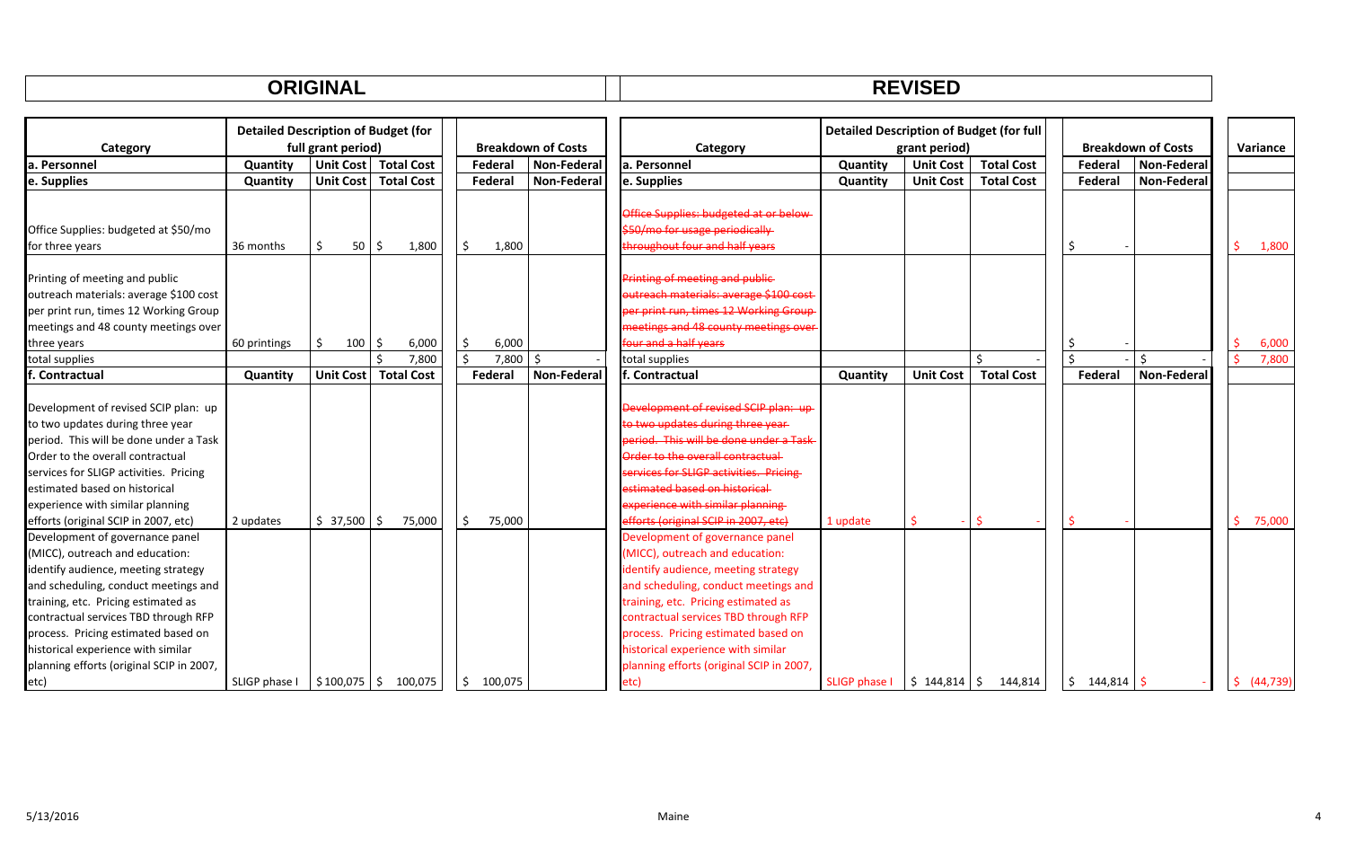| ORIGINAL | | | | | | REVISED | | | | | | |
|---|---|---|---|---|---|---|---|---|---|---|---|---|
| **Category** | **Detailed Description of Budget (for full grant period)** | | | **Breakdown of Costs** | | **Category** | **Detailed Description of Budget (for full grant period)** | | | **Breakdown of Costs** | | **Variance** |
| **a. Personnel** | **Quantity** | **Unit Cost** | **Total Cost** | **Federal** | **Non-Federal** | **a. Personnel** | **Quantity** | **Unit Cost** | **Total Cost** | **Federal** | **Non-Federal** | |
| **e. Supplies** | **Quantity** | **Unit Cost** | **Total Cost** | **Federal** | **Non-Federal** | **e. Supplies** | **Quantity** | **Unit Cost** | **Total Cost** | **Federal** | **Non-Federal** | |
| Office Supplies: budgeted at $50/mo for three years | 36 months | $ 50 | $ 1,800 | $ 1,800 | | ~~Office Supplies: budgeted at or below $50/mo for usage periodically throughout four and half years~~ | | | | $ - | | $ 1,800 |
| Printing of meeting and public outreach materials: average $100 cost per print run, times 12 Working Group meetings and 48 county meetings over three years | 60 printings | $ 100 | $ 6,000 | $ 6,000 | | ~~Printing of meeting and public outreach materials: average $100 cost per print run, times 12 Working Group meetings and 48 county meetings over four and a half years~~ | | | | $ - | | $ 6,000 |
| total supplies | | | $ 7,800 | $ 7,800 | $ - | total supplies | | | $ - | $ - | $ - | $ 7,800 |
| **f. Contractual** | **Quantity** | **Unit Cost** | **Total Cost** | **Federal** | **Non-Federal** | **f. Contractual** | **Quantity** | **Unit Cost** | **Total Cost** | **Federal** | **Non-Federal** | |
| Development of revised SCIP plan: up to two updates during three year period. This will be done under a Task Order to the overall contractual services for SLIGP activities. Pricing estimated based on historical experience with similar planning efforts (original SCIP in 2007, etc) | 2 updates | $ 37,500 | $ 75,000 | $ 75,000 | | ~~Development of revised SCIP plan: up to two updates during three year period. This will be done under a Task Order to the overall contractual services for SLIGP activities. Pricing estimated based on historical experience with similar planning efforts (original SCIP in 2007, etc)~~ | 1 update | $ - | $ - | $ - | | $ 75,000 |
| Development of governance panel (MICC), outreach and education: identify audience, meeting strategy and scheduling, conduct meetings and training, etc. Pricing estimated as contractual services TBD through RFP process. Pricing estimated based on historical experience with similar planning efforts (original SCIP in 2007, etc) | SLIGP phase I | $ 100,075 | $ 100,075 | $ 100,075 | | Development of governance panel (MICC), outreach and education: identify audience, meeting strategy and scheduling, conduct meetings and training, etc. Pricing estimated as contractual services TBD through RFP process. Pricing estimated based on historical experience with similar planning efforts (original SCIP in 2007, etc) | SLIGP phase I | $ 144,814 | $ 144,814 | $ 144,814 | $ - | $ (44,739) |

5/13/2016 Maine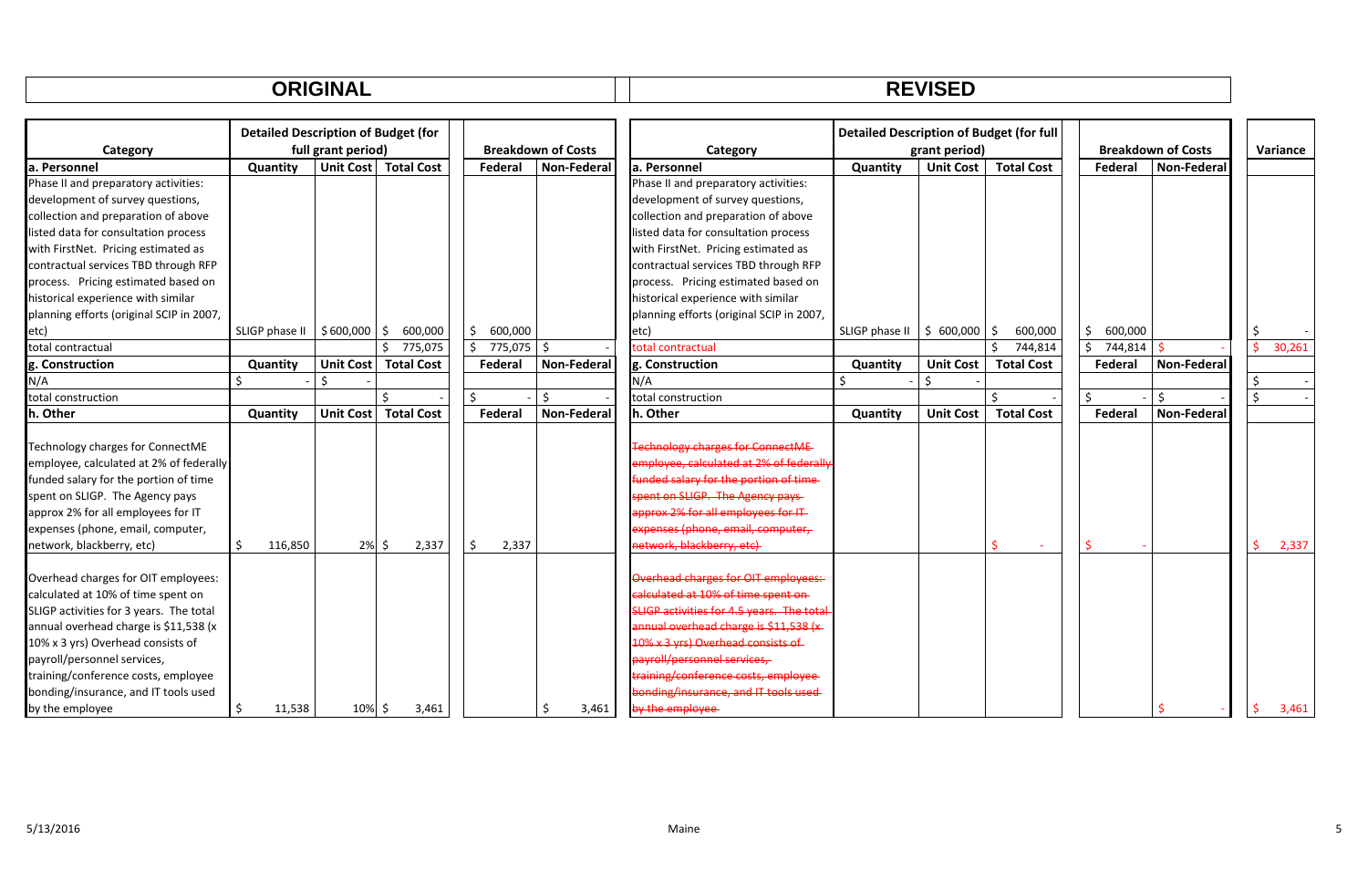| ORIGINAL | | | | | | REVISED | | | | | | |
|---|---|---|---|---|---|---|---|---|---|---|---|---|
| **Category** | **Detailed Description of Budget (for full grant period)** | | | **Breakdown of Costs** | | **Category** | **Detailed Description of Budget (for full grant period)** | | | **Breakdown of Costs** | | **Variance** |
| **a. Personnel** | **Quantity** | **Unit Cost** | **Total Cost** | **Federal** | **Non-Federal** | **a. Personnel** | **Quantity** | **Unit Cost** | **Total Cost** | **Federal** | **Non-Federal** | |
| Phase II and preparatory activities: development of survey questions, collection and preparation of above listed data for consultation process with FirstNet. Pricing estimated as contractual services TBD through RFP process. Pricing estimated based on historical experience with similar planning efforts (original SCIP in 2007, etc) | SLIGP phase II | $ 600,000 | $ 600,000 | $ 600,000 | | Phase II and preparatory activities: development of survey questions, collection and preparation of above listed data for consultation process with FirstNet. Pricing estimated as contractual services TBD through RFP process. Pricing estimated based on historical experience with similar planning efforts (original SCIP in 2007, etc) | SLIGP phase II | $ 600,000 | $ 600,000 | $ 600,000 | | $ - |
| total contractual | | | $ 775,075 | $ 775,075 | $ - | total contractual | | | $ 744,814 | $ 744,814 | $ - | $ 30,261 |
| **g. Construction** | **Quantity** | **Unit Cost** | **Total Cost** | **Federal** | **Non-Federal** | **g. Construction** | **Quantity** | **Unit Cost** | **Total Cost** | **Federal** | **Non-Federal** | |
| N/A | $ - | $ - | | | | N/A | $ - | $ - | | | | $ - |
| total construction | | | $ - | $ - | $ - | total construction | | | $ - | $ - | $ - | $ - |
| **h. Other** | **Quantity** | **Unit Cost** | **Total Cost** | **Federal** | **Non-Federal** | **h. Other** | **Quantity** | **Unit Cost** | **Total Cost** | **Federal** | **Non-Federal** | |
| Technology charges for ConnectME employee, calculated at 2% of federally funded salary for the portion of time spent on SLIGP. The Agency pays approx 2% for all employees for IT expenses (phone, email, computer, network, blackberry, etc) | $ 116,850 | 2% | $ 2,337 | $ 2,337 | | ~~Technology charges for ConnectME employee, calculated at 2% of federally funded salary for the portion of time spent on SLIGP. The Agency pays approx 2% for all employees for IT expenses (phone, email, computer, network, blackberry, etc)~~ | | | $ - | $ - | | $ 2,337 |
| Overhead charges for OIT employees: calculated at 10% of time spent on SLIGP activities for 3 years. The total annual overhead charge is $11,538 (x 10% x 3 yrs) Overhead consists of payroll/personnel services, training/conference costs, employee bonding/insurance, and IT tools used by the employee | $ 11,538 | 10% | $ 3,461 | | $ 3,461 | ~~Overhead charges for OIT employees: calculated at 10% of time spent on SLIGP activities for 4.5 years. The total annual overhead charge is $11,538 (x 10% x 3 yrs) Overhead consists of payroll/personnel services, training/conference costs, employee bonding/insurance, and IT tools used by the employee~~ | | | | | $ - | $ 3,461 |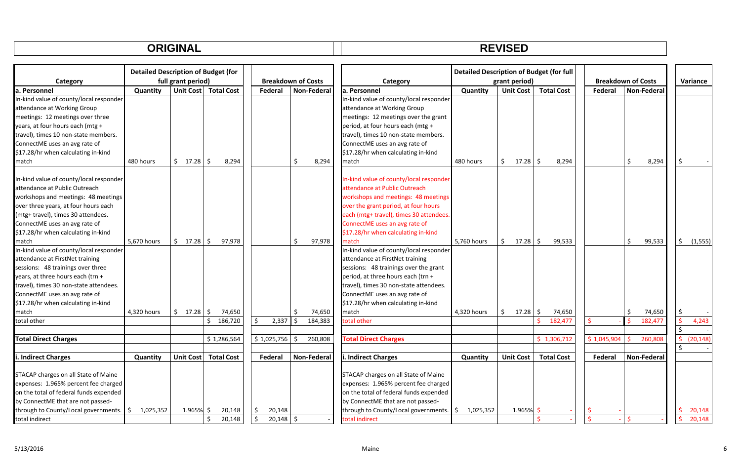| ORIGINAL | | | | | | REVISED | | | | | | |
|---|---|---|---|---|---|---|---|---|---|---|---|---|
| **Category** | **Detailed Description of Budget (for full grant period)** | | | **Breakdown of Costs** | | **Category** | **Detailed Description of Budget (for full grant period)** | | | **Breakdown of Costs** | | **Variance** |
| **a. Personnel** | **Quantity** | **Unit Cost** | **Total Cost** | **Federal** | **Non-Federal** | **a. Personnel** | **Quantity** | **Unit Cost** | **Total Cost** | **Federal** | **Non-Federal** | |
| In-kind value of county/local responder attendance at Working Group meetings: 12 meetings over three years, at four hours each (mtg + travel), times 10 non-state members. ConnectME uses an avg rate of $17.28/hr when calculating in-kind match | 480 hours | $ 17.28 | $ 8,294 | | $ 8,294 | In-kind value of county/local responder attendance at Working Group meetings: 12 meetings over the grant period, at four hours each (mtg + travel), times 10 non-state members. ConnectME uses an avg rate of $17.28/hr when calculating in-kind match | 480 hours | $ 17.28 | $ 8,294 | | $ 8,294 | $ - |
| In-kind value of county/local responder attendance at Public Outreach workshops and meetings: 48 meetings over three years, at four hours each (mtg+ travel), times 30 attendees. ConnectME uses an avg rate of $17.28/hr when calculating in-kind match | 5,670 hours | $ 17.28 | $ 97,978 | | $ 97,978 | In-kind value of county/local responder attendance at Public Outreach workshops and meetings: 48 meetings over the grant period, at four hours each (mtg+ travel), times 30 attendees. ConnectME uses an avg rate of $17.28/hr when calculating in-kind match | 5,760 hours | $ 17.28 | $ 99,533 | | $ 99,533 | $ (1,555) |
| In-kind value of county/local responder attendance at FirstNet training sessions: 48 trainings over three years, at three hours each (trn + travel), times 30 non-state attendees. ConnectME uses an avg rate of $17.28/hr when calculating in-kind match | 4,320 hours | $ 17.28 | $ 74,650 | | $ 74,650 | In-kind value of county/local responder attendance at FirstNet training sessions: 48 trainings over the grant period, at three hours each (trn + travel), times 30 non-state attendees. ConnectME uses an avg rate of $17.28/hr when calculating in-kind match | 4,320 hours | $ 17.28 | $ 74,650 | | $ 74,650 | $ - |
| total other | | | $ 186,720 | $ 2,337 | $ 184,383 | total other | | | $ 182,477 | $ - | $ 182,477 | $ 4,243 |
| | | | | | | | | | | | | $ - |
| **Total Direct Charges** | | | $ 1,286,564 | $ 1,025,756 | $ 260,808 | **Total Direct Charges** | | | $ 1,306,712 | $ 1,045,904 | $ 260,808 | $ (20,148) |
| | | | | | | | | | | | | $ - |
| **i. Indirect Charges** | **Quantity** | **Unit Cost** | **Total Cost** | **Federal** | **Non-Federal** | **i. Indirect Charges** | **Quantity** | **Unit Cost** | **Total Cost** | **Federal** | **Non-Federal** | |
| STACAP charges on all State of Maine expenses: 1.965% percent fee charged on the total of federal funds expended by ConnectME that are not passed-through to County/Local governments. | $ 1,025,352 | 1.965% | $ 20,148 | $ 20,148 | | STACAP charges on all State of Maine expenses: 1.965% percent fee charged on the total of federal funds expended by ConnectME that are not passed-through to County/Local governments. | $ 1,025,352 | 1.965% | $ - | $ - | | $ 20,148 |
| total indirect | | | $ 20,148 | $ 20,148 | $ - | total indirect | | | $ - | $ - | $ - | $ 20,148 |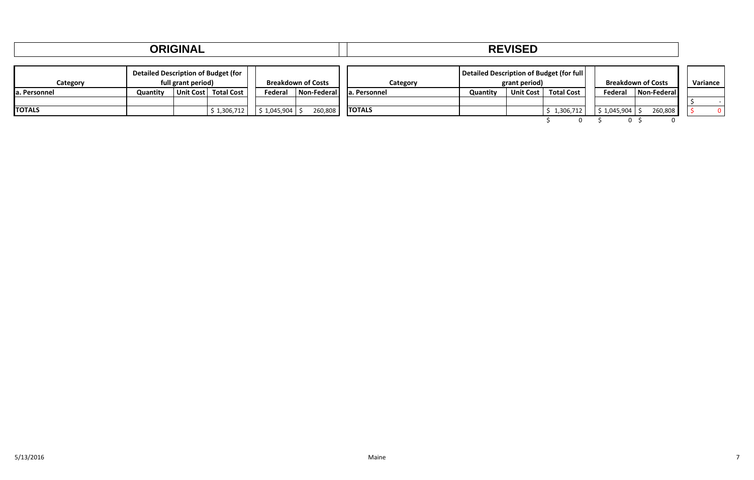| ORIGINAL | | | | | | REVISED | | | | | | |
|---|---|---|---|---|---|---|---|---|---|---|---|---|
| Category | Detailed Description of Budget (for full grant period) | | | Breakdown of Costs | | Category | Detailed Description of Budget (for full grant period) | | | Breakdown of Costs | | Variance |
| a. Personnel | Quantity | Unit Cost | Total Cost | Federal | Non-Federal | a. Personnel | Quantity | Unit Cost | Total Cost | Federal | Non-Federal | |
| | | | | | | | | | | | | $ - |
| TOTALS | | | $ 1,306,712 | $ 1,045,904 | $ 260,808 | TOTALS | | | $ 1,306,712 | $ 1,045,904 | $ 260,808 | $ 0 |
| | | | | | | | | | $ 0 | $ 0 | $ 0 | |

5/13/2016 Maine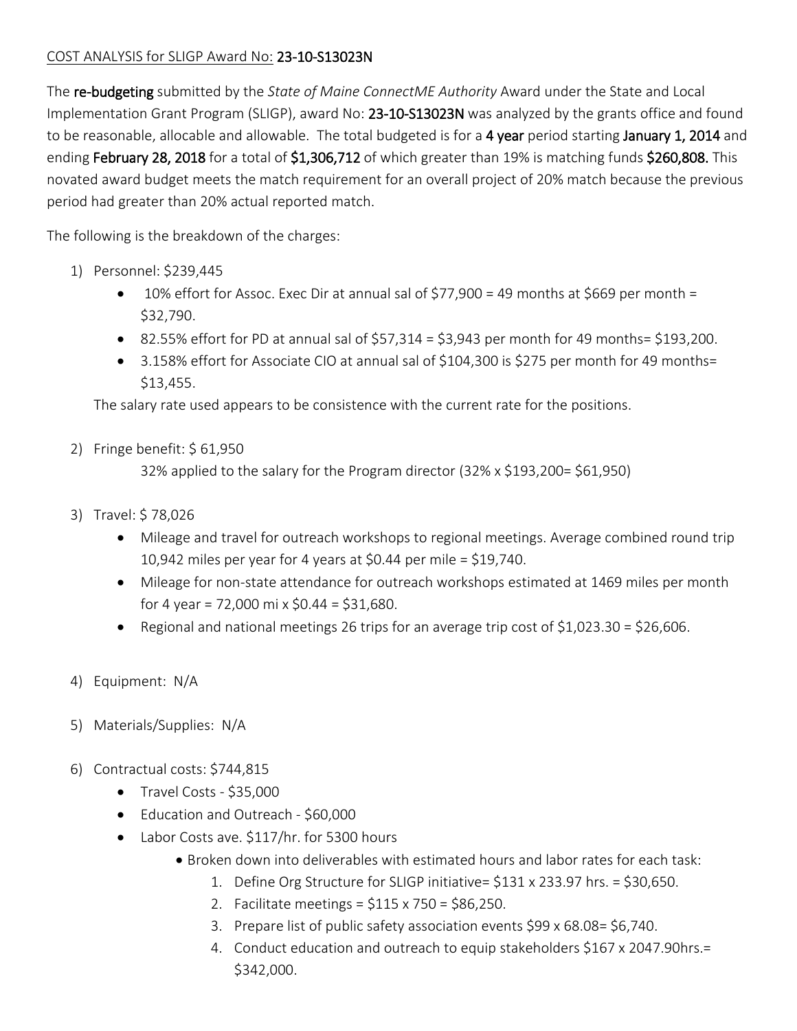COST ANALYSIS for SLIGP Award No: **23-10-S13023N**

The **re-budgeting** submitted by the *State of Maine ConnectME Authority* Award under the State and Local Implementation Grant Program (SLIGP), award No: **23-10-S13023N** was analyzed by the grants office and found to be reasonable, allocable and allowable. The total budgeted is for a **4 year** period starting **January 1, 2014** and ending **February 28, 2018** for a total of **$1,306,712** of which greater than 19% is matching funds **$260,808.** This novated award budget meets the match requirement for an overall project of 20% match because the previous period had greater than 20% actual reported match.

The following is the breakdown of the charges:

1) Personnel: $239,445
   - 10% effort for Assoc. Exec Dir at annual sal of $77,900 = 49 months at $669 per month = $32,790.
   - 82.55% effort for PD at annual sal of $57,314 = $3,943 per month for 49 months= $193,200.
   - 3.158% effort for Associate CIO at annual sal of $104,300 is $275 per month for 49 months= $13,455.

   The salary rate used appears to be consistence with the current rate for the positions.

2) Fringe benefit: $ 61,950

   32% applied to the salary for the Program director (32% x $193,200= $61,950)

3) Travel: $ 78,026
   - Mileage and travel for outreach workshops to regional meetings. Average combined round trip 10,942 miles per year for 4 years at $0.44 per mile = $19,740.
   - Mileage for non-state attendance for outreach workshops estimated at 1469 miles per month for 4 year = 72,000 mi x $0.44 = $31,680.
   - Regional and national meetings 26 trips for an average trip cost of $1,023.30 = $26,606.

4) Equipment: N/A

5) Materials/Supplies: N/A

6) Contractual costs: $744,815
   - Travel Costs - $35,000
   - Education and Outreach - $60,000
   - Labor Costs ave. $117/hr. for 5300 hours
     - Broken down into deliverables with estimated hours and labor rates for each task:
       1. Define Org Structure for SLIGP initiative= $131 x 233.97 hrs. = $30,650.
       2. Facilitate meetings = $115 x 750 = $86,250.
       3. Prepare list of public safety association events $99 x 68.08= $6,740.
       4. Conduct education and outreach to equip stakeholders $167 x 2047.90hrs.= $342,000.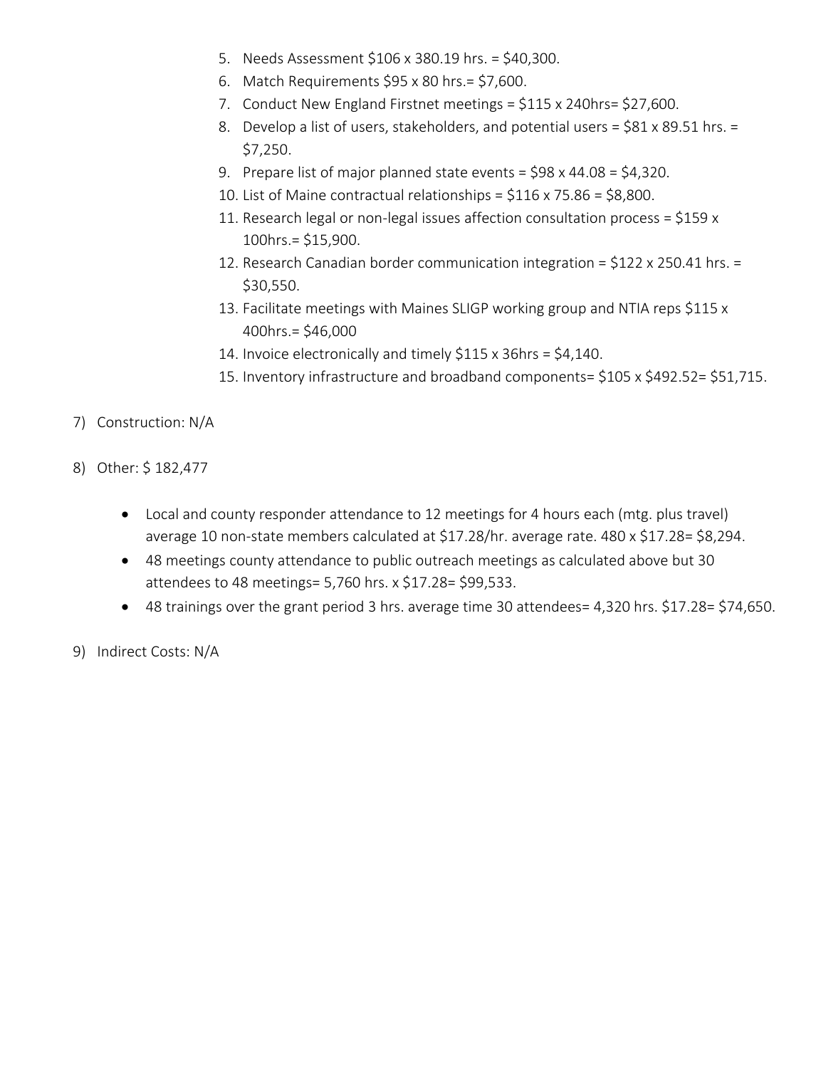5. Needs Assessment $106 x 380.19 hrs. = $40,300.
6. Match Requirements $95 x 80 hrs.= $7,600.
7. Conduct New England Firstnet meetings = $115 x 240hrs= $27,600.
8. Develop a list of users, stakeholders, and potential users = $81 x 89.51 hrs. = $7,250.
9. Prepare list of major planned state events = $98 x 44.08 = $4,320.
10. List of Maine contractual relationships = $116 x 75.86 = $8,800.
11. Research legal or non-legal issues affection consultation process = $159 x 100hrs.= $15,900.
12. Research Canadian border communication integration = $122 x 250.41 hrs. = $30,550.
13. Facilitate meetings with Maines SLIGP working group and NTIA reps $115 x 400hrs.= $46,000
14. Invoice electronically and timely $115 x 36hrs = $4,140.
15. Inventory infrastructure and broadband components= $105 x $492.52= $51,715.

7) Construction: N/A

8) Other: $ 182,477

- Local and county responder attendance to 12 meetings for 4 hours each (mtg. plus travel) average 10 non-state members calculated at $17.28/hr. average rate. 480 x $17.28= $8,294.
- 48 meetings county attendance to public outreach meetings as calculated above but 30 attendees to 48 meetings= 5,760 hrs. x $17.28= $99,533.
- 48 trainings over the grant period 3 hrs. average time 30 attendees= 4,320 hrs. $17.28= $74,650.

9) Indirect Costs: N/A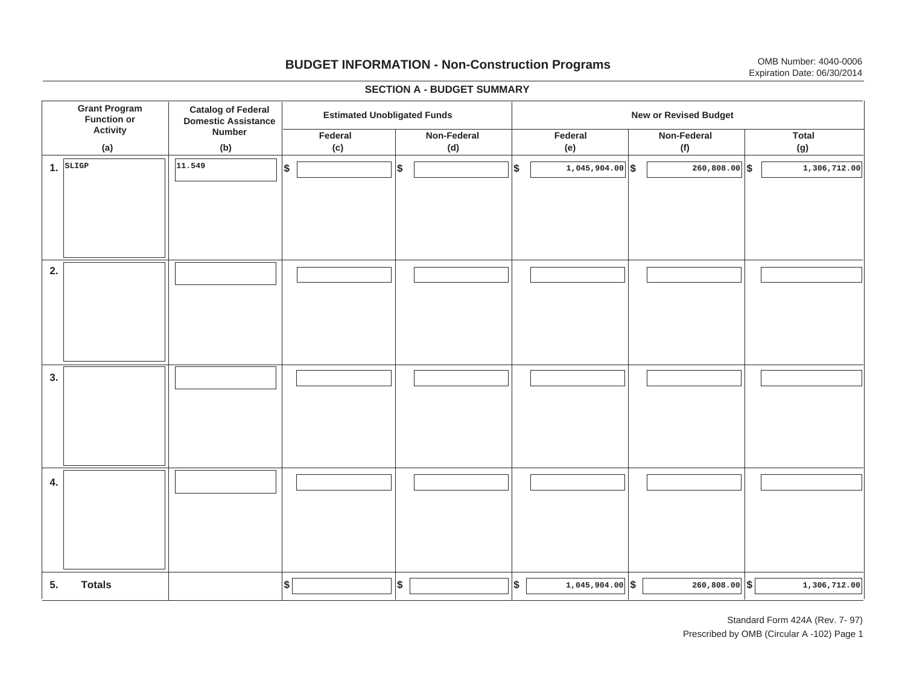# BUDGET INFORMATION - Non-Construction Programs

OMB Number: 4040-0006
Expiration Date: 06/30/2014

## SECTION A - BUDGET SUMMARY

| | Grant Program Function or Activity (a) | Catalog of Federal Domestic Assistance Number (b) | Estimated Unobligated Funds | | New or Revised Budget | | |
|---|---|---|---|---|---|---|---|
| | | | Federal (c) | Non-Federal (d) | Federal (e) | Non-Federal (f) | Total (g) |
| 1. | SLIGP | 11.549 | $ | $ | $ 1,045,904.00 | $ 260,808.00 | $ 1,306,712.00 |
| 2. | | | | | | | |
| 3. | | | | | | | |
| 4. | | | | | | | |
| 5. | Totals | | $ | $ | $ 1,045,904.00 | $ 260,808.00 | $ 1,306,712.00 |

Standard Form 424A (Rev. 7- 97)
Prescribed by OMB (Circular A -102) Page 1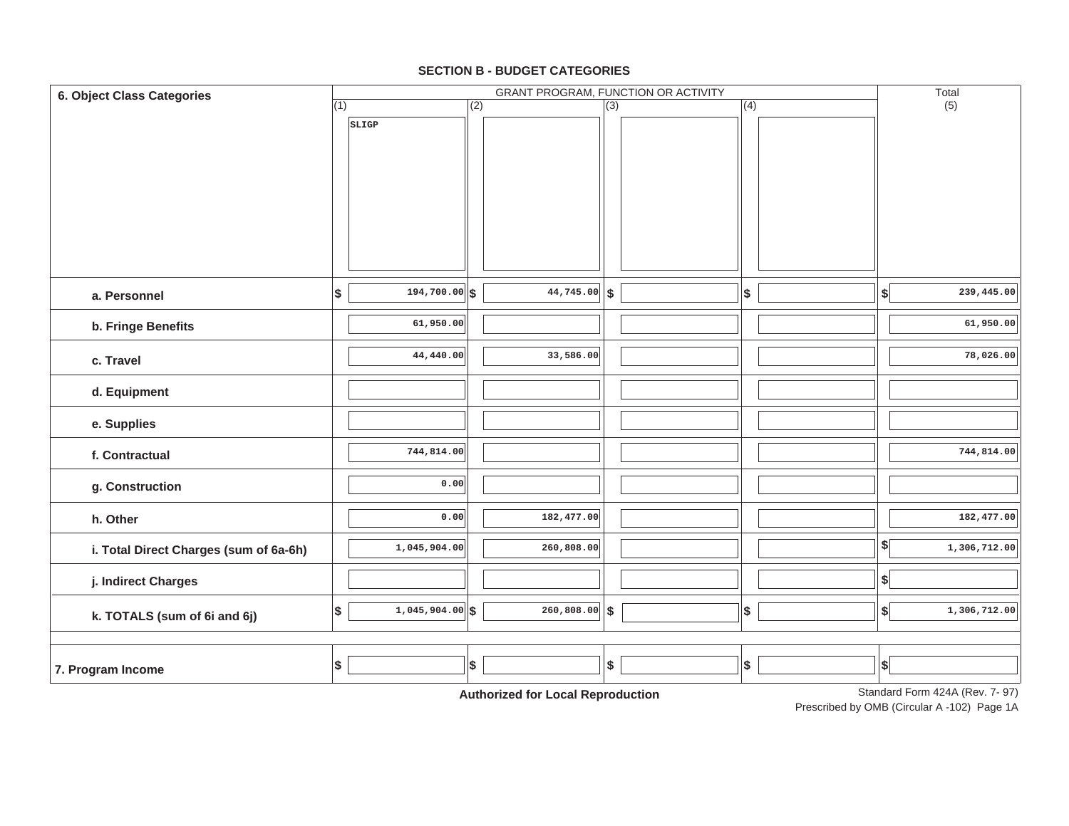## SECTION B - BUDGET CATEGORIES

| 6. Object Class Categories | GRANT PROGRAM, FUNCTION OR ACTIVITY | | | | Total |
|---|---|---|---|---|---|
| | (1) SLIGP | (2) | (3) | (4) | (5) |
| a. Personnel | $ 194,700.00 | $ 44,745.00 | $ | $ | $ 239,445.00 |
| b. Fringe Benefits | 61,950.00 | | | | 61,950.00 |
| c. Travel | 44,440.00 | 33,586.00 | | | 78,026.00 |
| d. Equipment | | | | | |
| e. Supplies | | | | | |
| f. Contractual | 744,814.00 | | | | 744,814.00 |
| g. Construction | 0.00 | | | | |
| h. Other | 0.00 | 182,477.00 | | | 182,477.00 |
| i. Total Direct Charges (sum of 6a-6h) | 1,045,904.00 | 260,808.00 | | | $ 1,306,712.00 |
| j. Indirect Charges | | | | | $ |
| k. TOTALS (sum of 6i and 6j) | $ 1,045,904.00 | $ 260,808.00 | $ | $ | $ 1,306,712.00 |
| 7. Program Income | $ | $ | $ | $ | $ |

**Authorized for Local Reproduction**

Standard Form 424A (Rev. 7- 97)
Prescribed by OMB (Circular A -102) Page 1A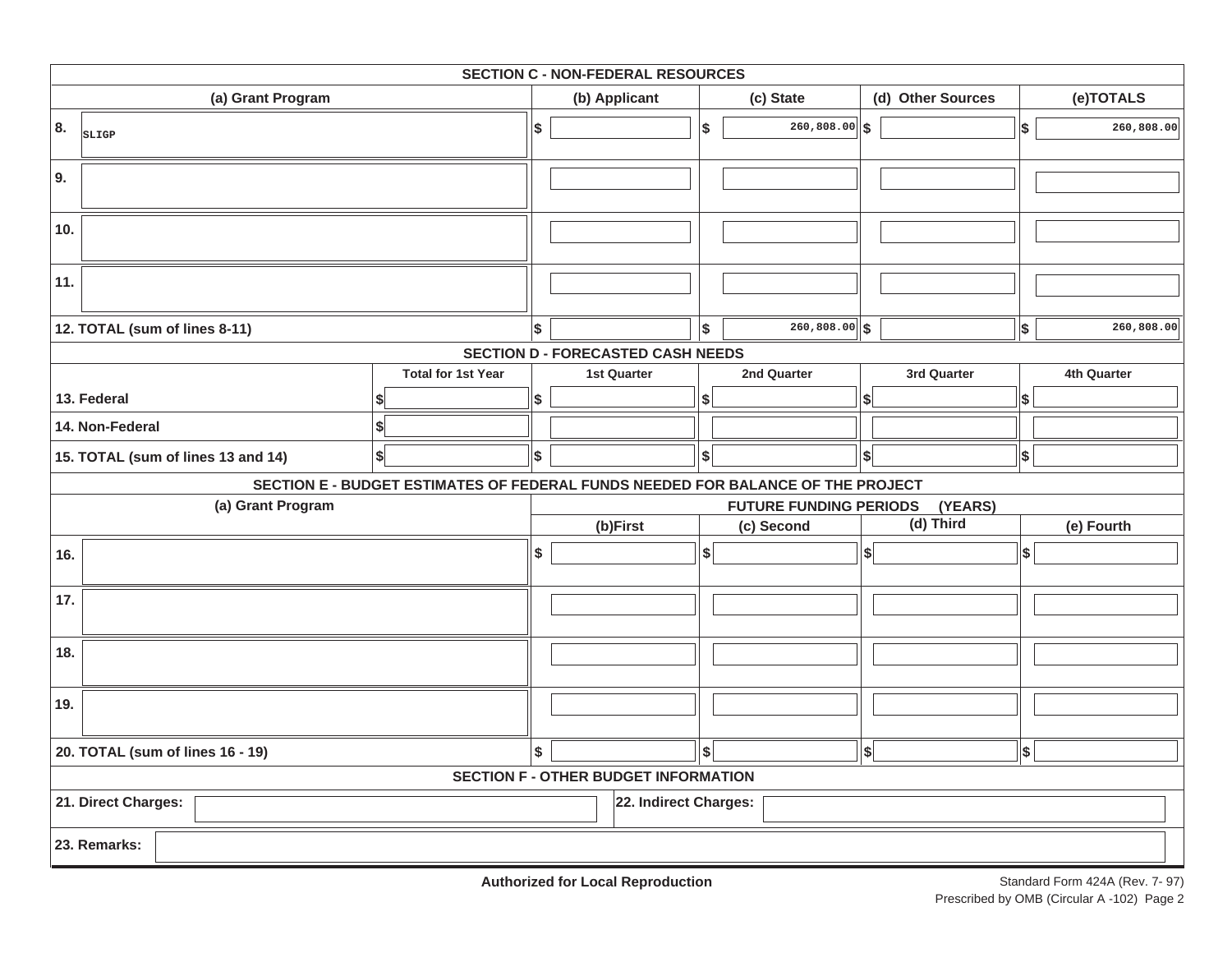## SECTION C - NON-FEDERAL RESOURCES

| (a) Grant Program | (b) Applicant | (c) State | (d) Other Sources | (e)TOTALS |
|---|---|---|---|---|
| 8. SLIGP | $ | $ 260,808.00 | $ | $ 260,808.00 |
| 9. | | | | |
| 10. | | | | |
| 11. | | | | |
| 12. TOTAL (sum of lines 8-11) | $ | $ 260,808.00 | $ | $ 260,808.00 |

## SECTION D - FORECASTED CASH NEEDS

| | Total for 1st Year | 1st Quarter | 2nd Quarter | 3rd Quarter | 4th Quarter |
|---|---|---|---|---|---|
| 13. Federal | $ | $ | $ | $ | $ |
| 14. Non-Federal | $ | | | | |
| 15. TOTAL (sum of lines 13 and 14) | $ | $ | $ | $ | $ |

## SECTION E - BUDGET ESTIMATES OF FEDERAL FUNDS NEEDED FOR BALANCE OF THE PROJECT

| (a) Grant Program | FUTURE FUNDING PERIODS (YEARS) | | | |
|---|---|---|---|---|
| | (b)First | (c) Second | (d) Third | (e) Fourth |
| 16. | $ | $ | $ | $ |
| 17. | | | | |
| 18. | | | | |
| 19. | | | | |
| 20. TOTAL (sum of lines 16 - 19) | $ | $ | $ | $ |

## SECTION F - OTHER BUDGET INFORMATION

21. Direct Charges:

22. Indirect Charges:

23. Remarks:

**Authorized for Local Reproduction**

Standard Form 424A (Rev. 7- 97)
Prescribed by OMB (Circular A -102) Page 2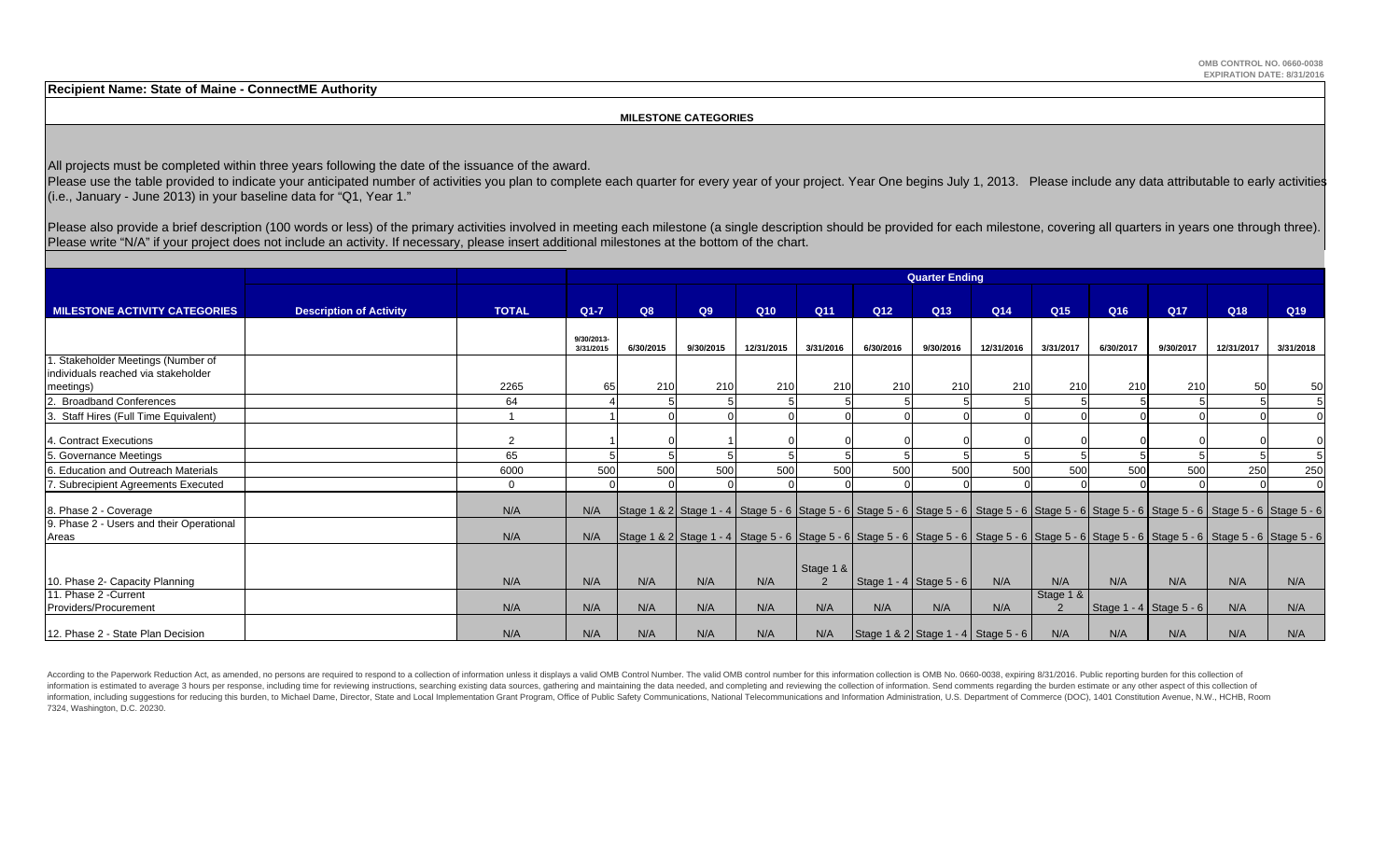OMB CONTROL NO. 0660-0038
EXPIRATION DATE: 8/31/2016

**Recipient Name: State of Maine - ConnectME Authority**

**MILESTONE CATEGORIES**

All projects must be completed within three years following the date of the issuance of the award.
Please use the table provided to indicate your anticipated number of activities you plan to complete each quarter for every year of your project. Year One begins July 1, 2013. Please include any data attributable to early activities (i.e., January - June 2013) in your baseline data for "Q1, Year 1."

Please also provide a brief description (100 words or less) of the primary activities involved in meeting each milestone (a single description should be provided for each milestone, covering all quarters in years one through three). Please write "N/A" if your project does not include an activity. If necessary, please insert additional milestones at the bottom of the chart.

| | | | Quarter Ending | | | | | | | | | | | | |
|---|---|---|---|---|---|---|---|---|---|---|---|---|---|---|---|
| **MILESTONE ACTIVITY CATEGORIES** | **Description of Activity** | **TOTAL** | **Q1-7** | **Q8** | **Q9** | **Q10** | **Q11** | **Q12** | **Q13** | **Q14** | **Q15** | **Q16** | **Q17** | **Q18** | **Q19** |
| | | | 9/30/2013-3/31/2015 | 6/30/2015 | 9/30/2015 | 12/31/2015 | 3/31/2016 | 6/30/2016 | 9/30/2016 | 12/31/2016 | 3/31/2017 | 6/30/2017 | 9/30/2017 | 12/31/2017 | 3/31/2018 |
| 1. Stakeholder Meetings (Number of individuals reached via stakeholder meetings) | | 2265 | 65 | 210 | 210 | 210 | 210 | 210 | 210 | 210 | 210 | 210 | 210 | 50 | 50 |
| 2. Broadband Conferences | | 64 | 4 | 5 | 5 | 5 | 5 | 5 | 5 | 5 | 5 | 5 | 5 | 5 | 5 |
| 3. Staff Hires (Full Time Equivalent) | | 1 | 1 | 0 | 0 | 0 | 0 | 0 | 0 | 0 | 0 | 0 | 0 | 0 | 0 |
| 4. Contract Executions | | 2 | 1 | 0 | 1 | 0 | 0 | 0 | 0 | 0 | 0 | 0 | 0 | 0 | 0 |
| 5. Governance Meetings | | 65 | 5 | 5 | 5 | 5 | 5 | 5 | 5 | 5 | 5 | 5 | 5 | 5 | 5 |
| 6. Education and Outreach Materials | | 6000 | 500 | 500 | 500 | 500 | 500 | 500 | 500 | 500 | 500 | 500 | 500 | 250 | 250 |
| 7. Subrecipient Agreements Executed | | 0 | 0 | 0 | 0 | 0 | 0 | 0 | 0 | 0 | 0 | 0 | 0 | 0 | 0 |
| 8. Phase 2 - Coverage | | N/A | N/A | Stage 1 & 2 | Stage 1 - 4 | Stage 5 - 6 | Stage 5 - 6 | Stage 5 - 6 | Stage 5 - 6 | Stage 5 - 6 | Stage 5 - 6 | Stage 5 - 6 | Stage 5 - 6 | Stage 5 - 6 | Stage 5 - 6 |
| 9. Phase 2 - Users and their Operational Areas | | N/A | N/A | Stage 1 & 2 | Stage 1 - 4 | Stage 5 - 6 | Stage 5 - 6 | Stage 5 - 6 | Stage 5 - 6 | Stage 5 - 6 | Stage 5 - 6 | Stage 5 - 6 | Stage 5 - 6 | Stage 5 - 6 | Stage 5 - 6 |
| 10. Phase 2- Capacity Planning | | N/A | N/A | N/A | N/A | N/A | Stage 1 & 2 | Stage 1 - 4 | Stage 5 - 6 | N/A | N/A | N/A | N/A | N/A | N/A |
| 11. Phase 2 -Current Providers/Procurement | | N/A | N/A | N/A | N/A | N/A | N/A | N/A | N/A | N/A | Stage 1 & 2 | Stage 1 - 4 | Stage 5 - 6 | N/A | N/A |
| 12. Phase 2 - State Plan Decision | | N/A | N/A | N/A | N/A | N/A | N/A | Stage 1 & 2 | Stage 1 - 4 | Stage 5 - 6 | N/A | N/A | N/A | N/A | N/A |

According to the Paperwork Reduction Act, as amended, no persons are required to respond to a collection of information unless it displays a valid OMB Control Number. The valid OMB control number for this information collection is OMB No. 0660-0038, expiring 8/31/2016. Public reporting burden for this collection of information is estimated to average 3 hours per response, including time for reviewing instructions, searching existing data sources, gathering and maintaining the data needed, and completing and reviewing the collection of information. Send comments regarding the burden estimate or any other aspect of this collection of information, including suggestions for reducing this burden, to Michael Dame, Director, State and Local Implementation Grant Program, Office of Public Safety Communications, National Telecommunications and Information Administration, U.S. Department of Commerce (DOC), 1401 Constitution Avenue, N.W., HCHB, Room 7324, Washington, D.C. 20230.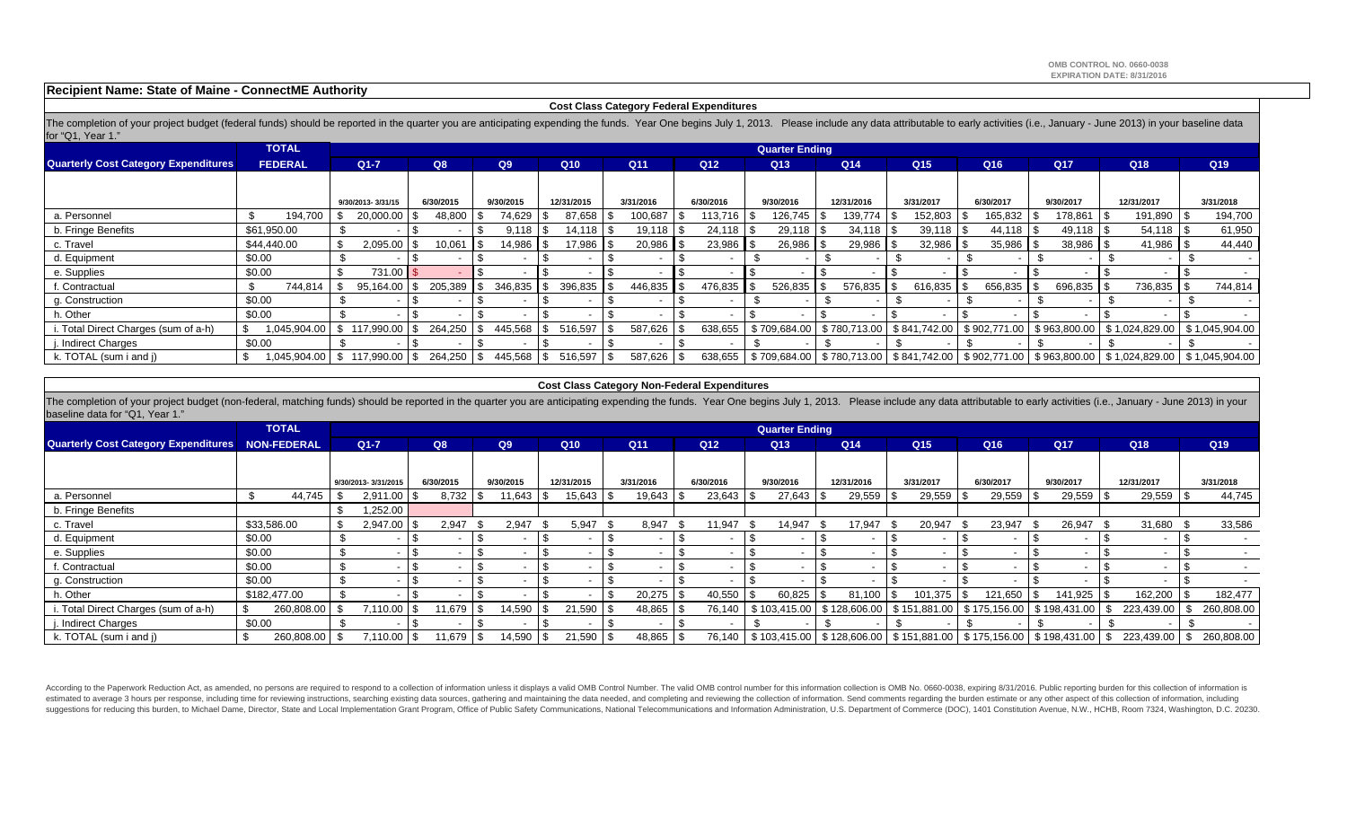OMB CONTROL NO. 0660-0038
EXPIRATION DATE: 8/31/2016

**Recipient Name: State of Maine - ConnectME Authority**

### Cost Class Category Federal Expenditures

The completion of your project budget (federal funds) should be reported in the quarter you are anticipating expending the funds. Year One begins July 1, 2013. Please include any data attributable to early activities (i.e., January - June 2013) in your baseline data for "Q1, Year 1."

| Quarterly Cost Category Expenditures | TOTAL FEDERAL | Q1-7 | Q8 | Q9 | Q10 | Q11 | Q12 | Q13 | Q14 | Q15 | Q16 | Q17 | Q18 | Q19 |
|---|---|---|---|---|---|---|---|---|---|---|---|---|---|---|
| | | 9/30/2013- 3/31/15 | 6/30/2015 | 9/30/2015 | 12/31/2015 | 3/31/2016 | 6/30/2016 | 9/30/2016 | 12/31/2016 | 3/31/2017 | 6/30/2017 | 9/30/2017 | 12/31/2017 | 3/31/2018 |
| a. Personnel | $ 194,700 | $ 20,000.00 | $ 48,800 | $ 74,629 | $ 87,658 | $ 100,687 | $ 113,716 | $ 126,745 | $ 139,774 | $ 152,803 | $ 165,832 | $ 178,861 | $ 191,890 | $ 194,700 |
| b. Fringe Benefits | $61,950.00 | $ - | $ - | $ 9,118 | $ 14,118 | $ 19,118 | $ 24,118 | $ 29,118 | $ 34,118 | $ 39,118 | $ 44,118 | $ 49,118 | $ 54,118 | $ 61,950 |
| c. Travel | $44,440.00 | $ 2,095.00 | $ 10,061 | $ 14,986 | $ 17,986 | $ 20,986 | $ 23,986 | $ 26,986 | $ 29,986 | $ 32,986 | $ 35,986 | $ 38,986 | $ 41,986 | $ 44,440 |
| d. Equipment | $0.00 | $ - | $ - | $ - | $ - | $ - | $ - | $ - | $ - | $ - | $ - | $ - | $ - | $ - |
| e. Supplies | $0.00 | $ 731.00 | $ - | $ - | $ - | $ - | $ - | $ - | $ - | $ - | $ - | $ - | $ - | $ - |
| f. Contractual | $ 744,814 | $ 95,164.00 | $ 205,389 | $ 346,835 | $ 396,835 | $ 446,835 | $ 476,835 | $ 526,835 | $ 576,835 | $ 616,835 | $ 656,835 | $ 696,835 | $ 736,835 | $ 744,814 |
| g. Construction | $0.00 | $ - | $ - | $ - | $ - | $ - | $ - | $ - | $ - | $ - | $ - | $ - | $ - | $ - |
| h. Other | $0.00 | $ - | $ - | $ - | $ - | $ - | $ - | $ - | $ - | $ - | $ - | $ - | $ - | $ - |
| i. Total Direct Charges (sum of a-h) | $ 1,045,904.00 | $ 117,990.00 | $ 264,250 | $ 445,568 | $ 516,597 | $ 587,626 | $ 638,655 | $ 709,684.00 | $ 780,713.00 | $ 841,742.00 | $ 902,771.00 | $ 963,800.00 | $ 1,024,829.00 | $ 1,045,904.00 |
| j. Indirect Charges | $0.00 | $ - | $ - | $ - | $ - | $ - | $ - | $ - | $ - | $ - | $ - | $ - | $ - | $ - |
| k. TOTAL (sum i and j) | $ 1,045,904.00 | $ 117,990.00 | $ 264,250 | $ 445,568 | $ 516,597 | $ 587,626 | $ 638,655 | $ 709,684.00 | $ 780,713.00 | $ 841,742.00 | $ 902,771.00 | $ 963,800.00 | $ 1,024,829.00 | $ 1,045,904.00 |

### Cost Class Category Non-Federal Expenditures

The completion of your project budget (non-federal, matching funds) should be reported in the quarter you are anticipating expending the funds. Year One begins July 1, 2013. Please include any data attributable to early activities (i.e., January - June 2013) in your baseline data for "Q1, Year 1."

| Quarterly Cost Category Expenditures | TOTAL NON-FEDERAL | Q1-7 | Q8 | Q9 | Q10 | Q11 | Q12 | Q13 | Q14 | Q15 | Q16 | Q17 | Q18 | Q19 |
|---|---|---|---|---|---|---|---|---|---|---|---|---|---|---|
| | | 9/30/2013- 3/31/2015 | 6/30/2015 | 9/30/2015 | 12/31/2015 | 3/31/2016 | 6/30/2016 | 9/30/2016 | 12/31/2016 | 3/31/2017 | 6/30/2017 | 9/30/2017 | 12/31/2017 | 3/31/2018 |
| a. Personnel | $ 44,745 | $ 2,911.00 | $ 8,732 | $ 11,643 | $ 15,643 | $ 19,643 | $ 23,643 | $ 27,643 | $ 29,559 | $ 29,559 | $ 29,559 | $ 29,559 | $ 29,559 | $ 44,745 |
| b. Fringe Benefits | | $ 1,252.00 | | | | | | | | | | | | |
| c. Travel | $33,586.00 | $ 2,947.00 | $ 2,947 | $ 2,947 | $ 5,947 | $ 8,947 | $ 11,947 | $ 14,947 | $ 17,947 | $ 20,947 | $ 23,947 | $ 26,947 | $ 31,680 | $ 33,586 |
| d. Equipment | $0.00 | $ - | $ - | $ - | $ - | $ - | $ - | $ - | $ - | $ - | $ - | $ - | $ - | $ - |
| e. Supplies | $0.00 | $ - | $ - | $ - | $ - | $ - | $ - | $ - | $ - | $ - | $ - | $ - | $ - | $ - |
| f. Contractual | $0.00 | $ - | $ - | $ - | $ - | $ - | $ - | $ - | $ - | $ - | $ - | $ - | $ - | $ - |
| g. Construction | $0.00 | $ - | $ - | $ - | $ - | $ - | $ - | $ - | $ - | $ - | $ - | $ - | $ - | $ - |
| h. Other | $182,477.00 | $ - | $ - | $ - | $ - | $ 20,275 | $ 40,550 | $ 60,825 | $ 81,100 | $ 101,375 | $ 121,650 | $ 141,925 | $ 162,200 | $ 182,477 |
| i. Total Direct Charges (sum of a-h) | $ 260,808.00 | $ 7,110.00 | $ 11,679 | $ 14,590 | $ 21,590 | $ 48,865 | $ 76,140 | $ 103,415.00 | $ 128,606.00 | $ 151,881.00 | $ 175,156.00 | $ 198,431.00 | $ 223,439.00 | $ 260,808.00 |
| j. Indirect Charges | $0.00 | $ - | $ - | $ - | $ - | $ - | $ - | $ - | $ - | $ - | $ - | $ - | $ - | $ - |
| k. TOTAL (sum i and j) | $ 260,808.00 | $ 7,110.00 | $ 11,679 | $ 14,590 | $ 21,590 | $ 48,865 | $ 76,140 | $ 103,415.00 | $ 128,606.00 | $ 151,881.00 | $ 175,156.00 | $ 198,431.00 | $ 223,439.00 | $ 260,808.00 |

According to the Paperwork Reduction Act, as amended, no persons are required to respond to a collection of information unless it displays a valid OMB Control Number. The valid OMB control number for this information collection is OMB No. 0660-0038, expiring 8/31/2016. Public reporting burden for this collection of information is estimated to average 3 hours per response, including time for reviewing instructions, searching existing data sources, gathering and maintaining the data needed, and completing and reviewing the collection of information. Send comments regarding the burden estimate or any other aspect of this collection of information, including suggestions for reducing this burden, to Michael Dame, Director, State and Local Implementation Grant Program, Office of Public Safety Communications, National Telecommunications and Information Administration, U.S. Department of Commerce (DOC), 1401 Constitution Avenue, N.W., HCHB, Room 7324, Washington, D.C. 20230.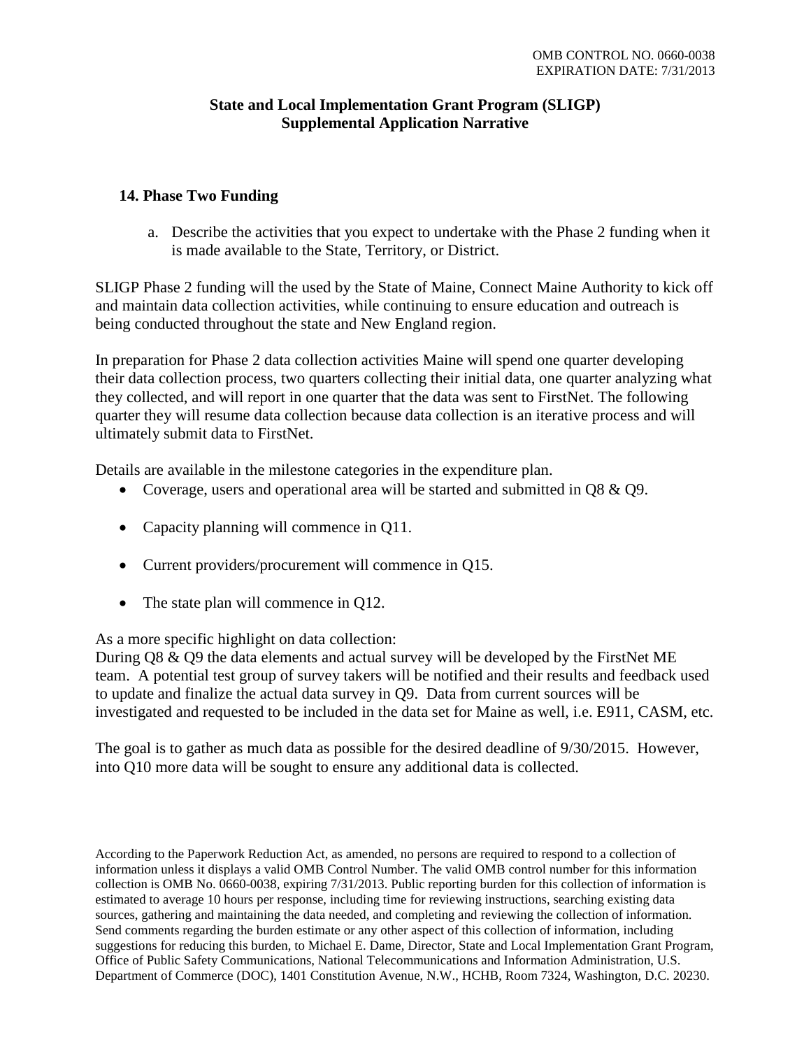OMB CONTROL NO. 0660-0038
EXPIRATION DATE: 7/31/2013

**State and Local Implementation Grant Program (SLIGP)**
**Supplemental Application Narrative**

## 14. Phase Two Funding

a. Describe the activities that you expect to undertake with the Phase 2 funding when it is made available to the State, Territory, or District.

SLIGP Phase 2 funding will the used by the State of Maine, Connect Maine Authority to kick off and maintain data collection activities, while continuing to ensure education and outreach is being conducted throughout the state and New England region.

In preparation for Phase 2 data collection activities Maine will spend one quarter developing their data collection process, two quarters collecting their initial data, one quarter analyzing what they collected, and will report in one quarter that the data was sent to FirstNet. The following quarter they will resume data collection because data collection is an iterative process and will ultimately submit data to FirstNet.

Details are available in the milestone categories in the expenditure plan.

- Coverage, users and operational area will be started and submitted in Q8 & Q9.
- Capacity planning will commence in Q11.
- Current providers/procurement will commence in Q15.
- The state plan will commence in Q12.

As a more specific highlight on data collection:
During Q8 & Q9 the data elements and actual survey will be developed by the FirstNet ME team. A potential test group of survey takers will be notified and their results and feedback used to update and finalize the actual data survey in Q9. Data from current sources will be investigated and requested to be included in the data set for Maine as well, i.e. E911, CASM, etc.

The goal is to gather as much data as possible for the desired deadline of 9/30/2015. However, into Q10 more data will be sought to ensure any additional data is collected.

According to the Paperwork Reduction Act, as amended, no persons are required to respond to a collection of information unless it displays a valid OMB Control Number. The valid OMB control number for this information collection is OMB No. 0660-0038, expiring 7/31/2013. Public reporting burden for this collection of information is estimated to average 10 hours per response, including time for reviewing instructions, searching existing data sources, gathering and maintaining the data needed, and completing and reviewing the collection of information. Send comments regarding the burden estimate or any other aspect of this collection of information, including suggestions for reducing this burden, to Michael E. Dame, Director, State and Local Implementation Grant Program, Office of Public Safety Communications, National Telecommunications and Information Administration, U.S. Department of Commerce (DOC), 1401 Constitution Avenue, N.W., HCHB, Room 7324, Washington, D.C. 20230.